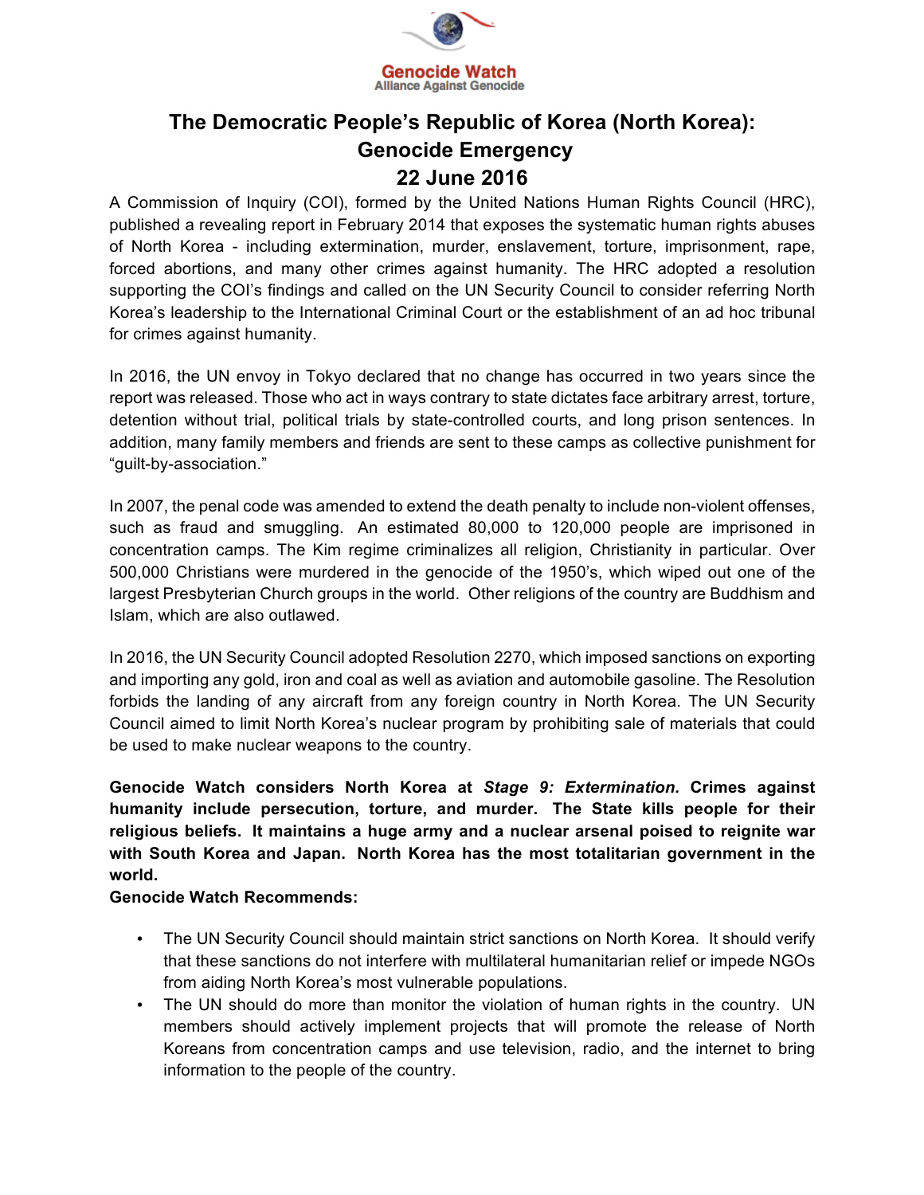Genocide Watch
Alliance Against Genocide

# The Democratic People's Republic of Korea (North Korea): Genocide Emergency 22 June 2016

A Commission of Inquiry (COI), formed by the United Nations Human Rights Council (HRC), published a revealing report in February 2014 that exposes the systematic human rights abuses of North Korea - including extermination, murder, enslavement, torture, imprisonment, rape, forced abortions, and many other crimes against humanity. The HRC adopted a resolution supporting the COI's findings and called on the UN Security Council to consider referring North Korea's leadership to the International Criminal Court or the establishment of an ad hoc tribunal for crimes against humanity.

In 2016, the UN envoy in Tokyo declared that no change has occurred in two years since the report was released. Those who act in ways contrary to state dictates face arbitrary arrest, torture, detention without trial, political trials by state-controlled courts, and long prison sentences. In addition, many family members and friends are sent to these camps as collective punishment for "guilt-by-association."

In 2007, the penal code was amended to extend the death penalty to include non-violent offenses, such as fraud and smuggling. An estimated 80,000 to 120,000 people are imprisoned in concentration camps. The Kim regime criminalizes all religion, Christianity in particular. Over 500,000 Christians were murdered in the genocide of the 1950's, which wiped out one of the largest Presbyterian Church groups in the world. Other religions of the country are Buddhism and Islam, which are also outlawed.

In 2016, the UN Security Council adopted Resolution 2270, which imposed sanctions on exporting and importing any gold, iron and coal as well as aviation and automobile gasoline. The Resolution forbids the landing of any aircraft from any foreign country in North Korea. The UN Security Council aimed to limit North Korea's nuclear program by prohibiting sale of materials that could be used to make nuclear weapons to the country.

**Genocide Watch considers North Korea at *Stage 9: Extermination.* Crimes against humanity include persecution, torture, and murder. The State kills people for their religious beliefs. It maintains a huge army and a nuclear arsenal poised to reignite war with South Korea and Japan. North Korea has the most totalitarian government in the world.**

**Genocide Watch Recommends:**

- The UN Security Council should maintain strict sanctions on North Korea. It should verify that these sanctions do not interfere with multilateral humanitarian relief or impede NGOs from aiding North Korea's most vulnerable populations.
- The UN should do more than monitor the violation of human rights in the country. UN members should actively implement projects that will promote the release of North Koreans from concentration camps and use television, radio, and the internet to bring information to the people of the country.